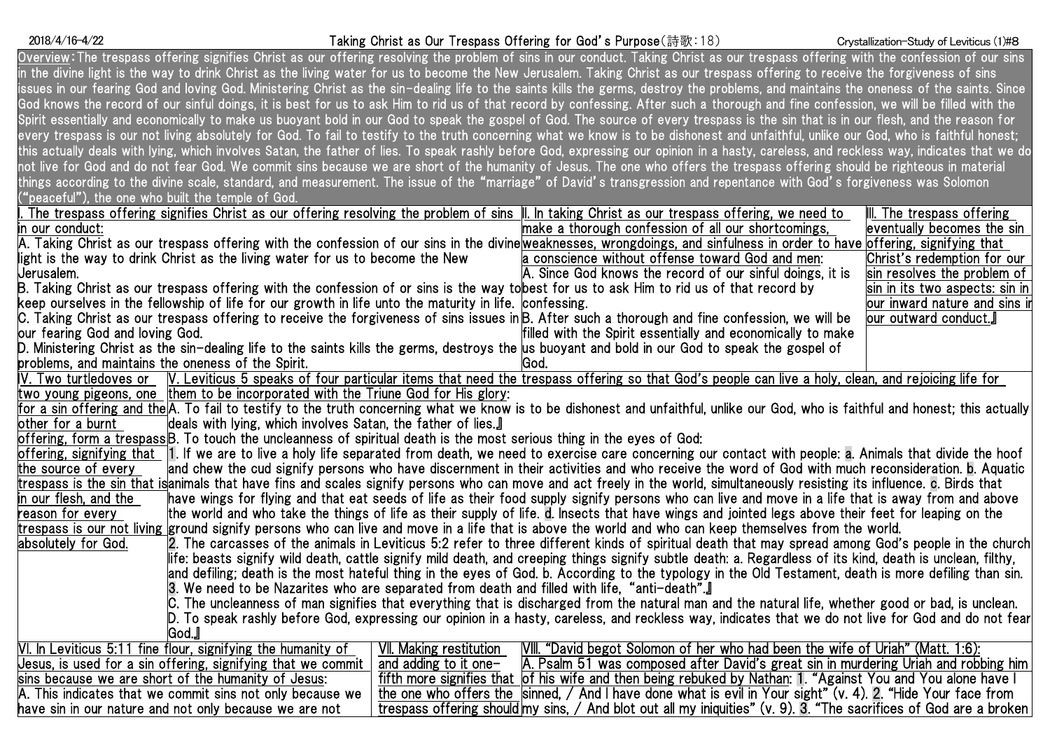# Taking Christ as Our Trespass Offering for God's Purpose（詩歌：18）

2018/4/16-4/22 Crystallization-Study of Leviticus (1)#8

Overview：The trespass offering signifies Christ as our offering resolving the problem of sins in our conduct. Taking Christ as our trespass offering with the confession of our sins in the divine light is the way to drink Christ as the living water for us to become the New Jerusalem. Taking Christ as our trespass offering to receive the forgiveness of sins issues in our fearing God and loving God. Ministering Christ as the sin-dealing life to the saints kills the germs, destroy the problems, and maintains the oneness of the saints. Since God knows the record of our sinful doings, it is best for us to ask Him to rid us of that record by confessing. After such a thorough and fine confession, we will be filled with the Spirit essentially and economically to make us buoyant bold in our God to speak the gospel of God. The source of every trespass is the sin that is in our flesh, and the reason for every trespass is our not living absolutely for God. To fail to testify to the truth concerning what we know is to be dishonest and unfaithful, unlike our God, who is faithful honest; this actually deals with lying, which involves Satan, the father of lies. To speak rashly before God, expressing our opinion in a hasty, careless, and reckless way, indicates that we do not live for God and do not fear God. We commit sins because we are short of the humanity of Jesus. The one who offers the trespass offering should be righteous in material things according to the divine scale, standard, and measurement. The issue of the "marriage" of David's transgression and repentance with God's forgiveness was Solomon ("peaceful"), the one who built the temple of God.

I. The trespass offering signifies Christ as our offering resolving the problem of sins in our conduct:

A. Taking Christ as our trespass offering with the confession of our sins in the divine light is the way to drink Christ as the living water for us to become the New Jerusalem.

B. Taking Christ as our trespass offering with the confession of or sins is the way to keep ourselves in the fellowship of life for our growth in life unto the maturity in life.

C. Taking Christ as our trespass offering to receive the forgiveness of sins issues in our fearing God and loving God.

D. Ministering Christ as the sin-dealing life to the saints kills the germs, destroys the problems, and maintains the oneness of the Spirit.

II. In taking Christ as our trespass offering, we need to make a thorough confession of all our shortcomings, weaknesses, wrongdoings, and sinfulness in order to have a conscience without offense toward God and men:

A. Since God knows the record of our sinful doings, it is best for us to ask Him to rid us of that record by confessing.

B. After such a thorough and fine confession, we will be filled with the Spirit essentially and economically to make us buoyant and bold in our God to speak the gospel of God.

III. The trespass offering eventually becomes the sin offering, signifying that Christ's redemption for our sin resolves the problem of sin in its two aspects: sin in our inward nature and sins in our outward conduct.』

IV. Two turtledoves or two young pigeons, one for a sin offering and the other for a burnt offering, form a trespass offering, signifying that the source of every trespass is the sin that is in our flesh, and the reason for every trespass is our not living absolutely for God.

V. Leviticus 5 speaks of four particular items that need the trespass offering so that God's people can live a holy, clean, and rejoicing life for them to be incorporated with the Triune God for His glory:

A. To fail to testify to the truth concerning what we know is to be dishonest and unfaithful, unlike our God, who is faithful and honest; this actually deals with lying, which involves Satan, the father of lies.』

B. To touch the uncleanness of spiritual death is the most serious thing in the eyes of God:

1. If we are to live a holy life separated from death, we need to exercise care concerning our contact with people: a. Animals that divide the hoof and chew the cud signify persons who have discernment in their activities and who receive the word of God with much reconsideration. b. Aquatic animals that have fins and scales signify persons who can move and act freely in the world, simultaneously resisting its influence. c. Birds that have wings for flying and that eat seeds of life as their food supply signify persons who can live and move in a life that is away from and above the world and who take the things of life as their supply of life. d. Insects that have wings and jointed legs above their feet for leaping on the ground signify persons who can live and move in a life that is above the world and who can keep themselves from the world.

2. The carcasses of the animals in Leviticus 5:2 refer to three different kinds of spiritual death that may spread among God's people in the church life: beasts signify wild death, cattle signify mild death, and creeping things signify subtle death: a. Regardless of its kind, death is unclean, filthy, and defiling; death is the most hateful thing in the eyes of God. b. According to the typology in the Old Testament, death is more defiling than sin.

3. We need to be Nazarites who are separated from death and filled with life, "anti-death".』

C. The uncleanness of man signifies that everything that is discharged from the natural man and the natural life, whether good or bad, is unclean.

D. To speak rashly before God, expressing our opinion in a hasty, careless, and reckless way, indicates that we do not live for God and do not fear God.』

VI. In Leviticus 5:11 fine flour, signifying the humanity of Jesus, is used for a sin offering, signifying that we commit sins because we are short of the humanity of Jesus:

A. This indicates that we commit sins not only because we have sin in our nature and not only because we are not

VII. Making restitution and adding to it one-fifth more signifies that the one who offers the trespass offering should

VIII. "David begot Solomon of her who had been the wife of Uriah" (Matt. 1:6):

A. Psalm 51 was composed after David's great sin in murdering Uriah and robbing him of his wife and then being rebuked by Nathan: 1. "Against You and You alone have I sinned, / And I have done what is evil in Your sight" (v. 4). 2. "Hide Your face from my sins, / And blot out all my iniquities" (v. 9). 3. "The sacrifices of God are a broken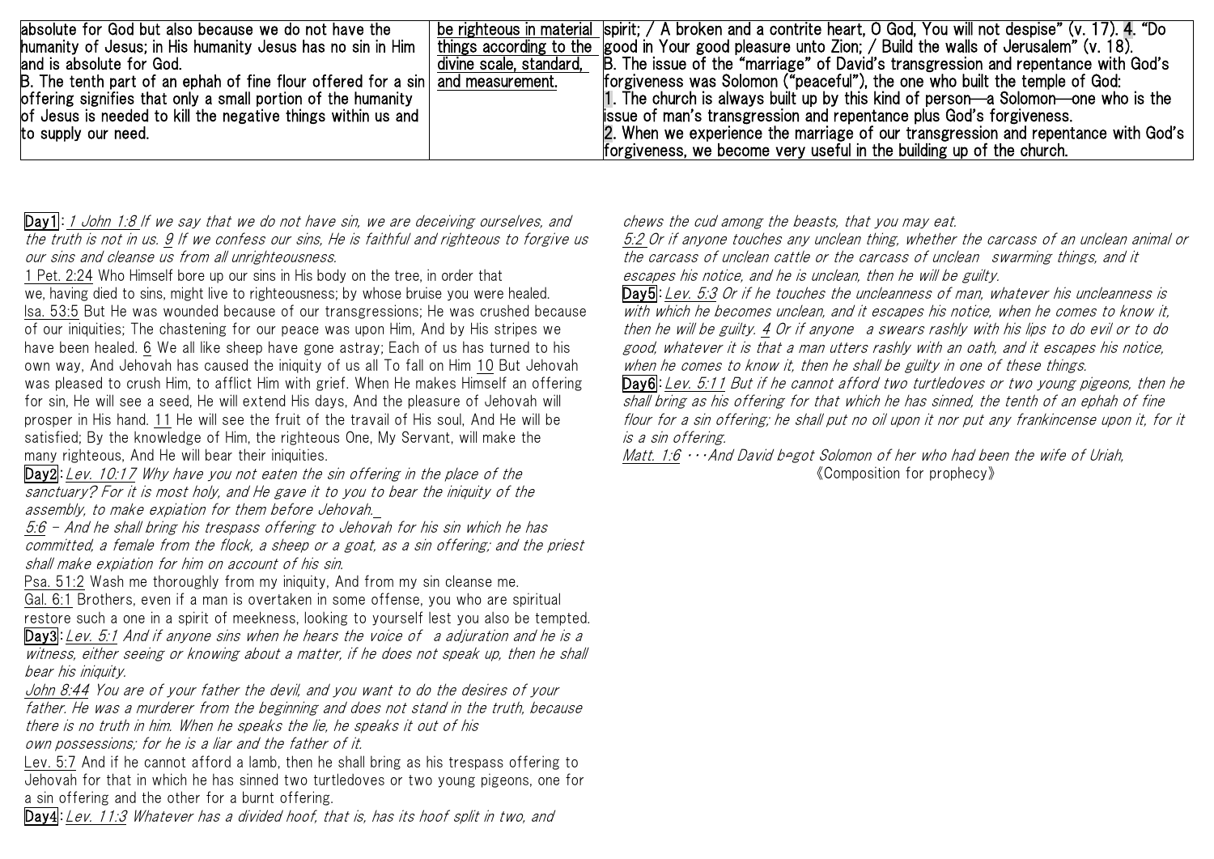| | | |
|---|---|---|
| absolute for God but also because we do not have the humanity of Jesus; in His humanity Jesus has no sin in Him and is absolute for God.<br>B. The tenth part of an ephah of fine flour offered for a sin offering signifies that only a small portion of the humanity of Jesus is needed to kill the negative things within us and to supply our need. | be righteous in material things according to the divine scale, standard, and measurement. | spirit; / A broken and a contrite heart, O God, You will not despise" (v. 17). 4. "Do good in Your good pleasure unto Zion; / Build the walls of Jerusalem" (v. 18).<br>B. The issue of the "marriage" of David's transgression and repentance with God's forgiveness was Solomon ("peaceful"), the one who built the temple of God:<br>1. The church is always built up by this kind of person—a Solomon—one who is the issue of man's transgression and repentance plus God's forgiveness.<br>2. When we experience the marriage of our transgression and repentance with God's forgiveness, we become very useful in the building up of the church. |

**Day1**: *1 John 1:8 If we say that we do not have sin, we are deceiving ourselves, and the truth is not in us. 9 If we confess our sins, He is faithful and righteous to forgive us our sins and cleanse us from all unrighteousness.*

1 Pet. 2:24 Who Himself bore up our sins in His body on the tree, in order that we, having died to sins, might live to righteousness; by whose bruise you were healed.

Isa. 53:5 But He was wounded because of our transgressions; He was crushed because of our iniquities; The chastening for our peace was upon Him, And by His stripes we have been healed. 6 We all like sheep have gone astray; Each of us has turned to his own way, And Jehovah has caused the iniquity of us all To fall on Him 10 But Jehovah was pleased to crush Him, to afflict Him with grief. When He makes Himself an offering for sin, He will see a seed, He will extend His days, And the pleasure of Jehovah will prosper in His hand. 11 He will see the fruit of the travail of His soul, And He will be satisfied; By the knowledge of Him, the righteous One, My Servant, will make the many righteous, And He will bear their iniquities.

**Day2**: *Lev. 10:17 Why have you not eaten the sin offering in the place of the sanctuary? For it is most holy, and He gave it to you to bear the iniquity of the assembly, to make expiation for them before Jehovah.*

*5:6 – And he shall bring his trespass offering to Jehovah for his sin which he has committed, a female from the flock, a sheep or a goat, as a sin offering; and the priest shall make expiation for him on account of his sin.*

Psa. 51:2 Wash me thoroughly from my iniquity, And from my sin cleanse me.

Gal. 6:1 Brothers, even if a man is overtaken in some offense, you who are spiritual restore such a one in a spirit of meekness, looking to yourself lest you also be tempted.

**Day3**: *Lev. 5:1 And if anyone sins when he hears the voice of a adjuration and he is a witness, either seeing or knowing about a matter, if he does not speak up, then he shall bear his iniquity.*

*John 8:44 You are of your father the devil, and you want to do the desires of your father. He was a murderer from the beginning and does not stand in the truth, because there is no truth in him. When he speaks the lie, he speaks it out of his own possessions; for he is a liar and the father of it.*

Lev. 5:7 And if he cannot afford a lamb, then he shall bring as his trespass offering to Jehovah for that in which he has sinned two turtledoves or two young pigeons, one for a sin offering and the other for a burnt offering.

**Day4**: *Lev. 11:3 Whatever has a divided hoof, that is, has its hoof split in two, and chews the cud among the beasts, that you may eat.*

*5:2 Or if anyone touches any unclean thing, whether the carcass of an unclean animal or the carcass of unclean cattle or the carcass of unclean swarming things, and it escapes his notice, and he is unclean, then he will be guilty.*

**Day5**: *Lev. 5:3 Or if he touches the uncleanness of man, whatever his uncleanness is with which he becomes unclean, and it escapes his notice, when he comes to know it, then he will be guilty. 4 Or if anyone a swears rashly with his lips to do evil or to do good, whatever it is that a man utters rashly with an oath, and it escapes his notice, when he comes to know it, then he shall be guilty in one of these things.*

**Day6**: *Lev. 5:11 But if he cannot afford two turtledoves or two young pigeons, then he shall bring as his offering for that which he has sinned, the tenth of an ephah of fine flour for a sin offering; he shall put no oil upon it nor put any frankincense upon it, for it is a sin offering.*

*Matt. 1:6 …And David begot Solomon of her who had been the wife of Uriah,*

《Composition for prophecy》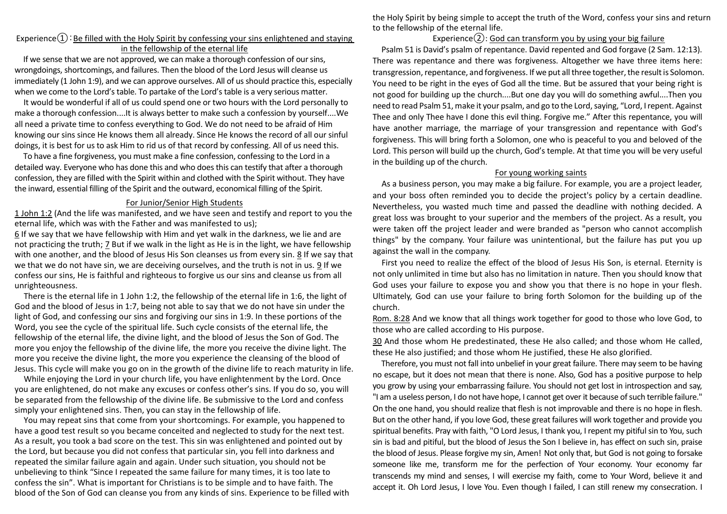## Experience①：Be filled with the Holy Spirit by confessing your sins enlightened and staying in the fellowship of the eternal life

If we sense that we are not approved, we can make a thorough confession of our sins, wrongdoings, shortcomings, and failures. Then the blood of the Lord Jesus will cleanse us immediately (1 John 1:9), and we can approve ourselves. All of us should practice this, especially when we come to the Lord's table. To partake of the Lord's table is a very serious matter.

It would be wonderful if all of us could spend one or two hours with the Lord personally to make a thorough confession....It is always better to make such a confession by yourself....We all need a private time to confess everything to God. We do not need to be afraid of Him knowing our sins since He knows them all already. Since He knows the record of all our sinful doings, it is best for us to ask Him to rid us of that record by confessing. All of us need this.

To have a fine forgiveness, you must make a fine confession, confessing to the Lord in a detailed way. Everyone who has done this and who does this can testify that after a thorough confession, they are filled with the Spirit within and clothed with the Spirit without. They have the inward, essential filling of the Spirit and the outward, economical filling of the Spirit.

### For Junior/Senior High Students

1 John 1:2 (And the life was manifested, and we have seen and testify and report to you the eternal life, which was with the Father and was manifested to us);
6 If we say that we have fellowship with Him and yet walk in the darkness, we lie and are not practicing the truth; 7 But if we walk in the light as He is in the light, we have fellowship with one another, and the blood of Jesus His Son cleanses us from every sin. 8 If we say that we that we do not have sin, we are deceiving ourselves, and the truth is not in us. 9 If we confess our sins, He is faithful and righteous to forgive us our sins and cleanse us from all unrighteousness.

There is the eternal life in 1 John 1:2, the fellowship of the eternal life in 1:6, the light of God and the blood of Jesus in 1:7, being not able to say that we do not have sin under the light of God, and confessing our sins and forgiving our sins in 1:9. In these portions of the Word, you see the cycle of the spiritual life. Such cycle consists of the eternal life, the fellowship of the eternal life, the divine light, and the blood of Jesus the Son of God. The more you enjoy the fellowship of the divine life, the more you receive the divine light. The more you receive the divine light, the more you experience the cleansing of the blood of Jesus. This cycle will make you go on in the growth of the divine life to reach maturity in life.

While enjoying the Lord in your church life, you have enlightenment by the Lord. Once you are enlightened, do not make any excuses or confess other's sins. If you do so, you will be separated from the fellowship of the divine life. Be submissive to the Lord and confess simply your enlightened sins. Then, you can stay in the fellowship of life.

You may repeat sins that come from your shortcomings. For example, you happened to have a good test result so you became conceited and neglected to study for the next test. As a result, you took a bad score on the test. This sin was enlightened and pointed out by the Lord, but because you did not confess that particular sin, you fell into darkness and repeated the similar failure again and again. Under such situation, you should not be unbelieving to think "Since I repeated the same failure for many times, it is too late to confess the sin". What is important for Christians is to be simple and to have faith. The blood of the Son of God can cleanse you from any kinds of sins. Experience to be filled with the Holy Spirit by being simple to accept the truth of the Word, confess your sins and return to the fellowship of the eternal life.

## Experience②: God can transform you by using your big failure

Psalm 51 is David's psalm of repentance. David repented and God forgave (2 Sam. 12:13). There was repentance and there was forgiveness. Altogether we have three items here: transgression, repentance, and forgiveness. If we put all three together, the result is Solomon. You need to be right in the eyes of God all the time. But be assured that your being right is not good for building up the church....But one day you will do something awful....Then you need to read Psalm 51, make it your psalm, and go to the Lord, saying, "Lord, I repent. Against Thee and only Thee have I done this evil thing. Forgive me." After this repentance, you will have another marriage, the marriage of your transgression and repentance with God's forgiveness. This will bring forth a Solomon, one who is peaceful to you and beloved of the Lord. This person will build up the church, God's temple. At that time you will be very useful in the building up of the church.

### For young working saints

As a business person, you may make a big failure. For example, you are a project leader, and your boss often reminded you to decide the project's policy by a certain deadline. Nevertheless, you wasted much time and passed the deadline with nothing decided. A great loss was brought to your superior and the members of the project. As a result, you were taken off the project leader and were branded as "person who cannot accomplish things" by the company. Your failure was unintentional, but the failure has put you up against the wall in the company.

First you need to realize the effect of the blood of Jesus His Son, is eternal. Eternity is not only unlimited in time but also has no limitation in nature. Then you should know that God uses your failure to expose you and show you that there is no hope in your flesh. Ultimately, God can use your failure to bring forth Solomon for the building up of the church.

Rom. 8:28 And we know that all things work together for good to those who love God, to those who are called according to His purpose.
30 And those whom He predestinated, these He also called; and those whom He called, these He also justified; and those whom He justified, these He also glorified.

Therefore, you must not fall into unbelief in your great failure. There may seem to be having no escape, but it does not mean that there is none. Also, God has a positive purpose to help you grow by using your embarrassing failure. You should not get lost in introspection and say, "I am a useless person, I do not have hope, I cannot get over it because of such terrible failure." On the one hand, you should realize that flesh is not improvable and there is no hope in flesh. But on the other hand, if you love God, these great failures will work together and provide you spiritual benefits. Pray with faith, "O Lord Jesus, I thank you, I repent my pitiful sin to You, such sin is bad and pitiful, but the blood of Jesus the Son I believe in, has effect on such sin, praise the blood of Jesus. Please forgive my sin, Amen! Not only that, but God is not going to forsake someone like me, transform me for the perfection of Your economy. Your economy far transcends my mind and senses, I will exercise my faith, come to Your Word, believe it and accept it. Oh Lord Jesus, I love You. Even though I failed, I can still renew my consecration. I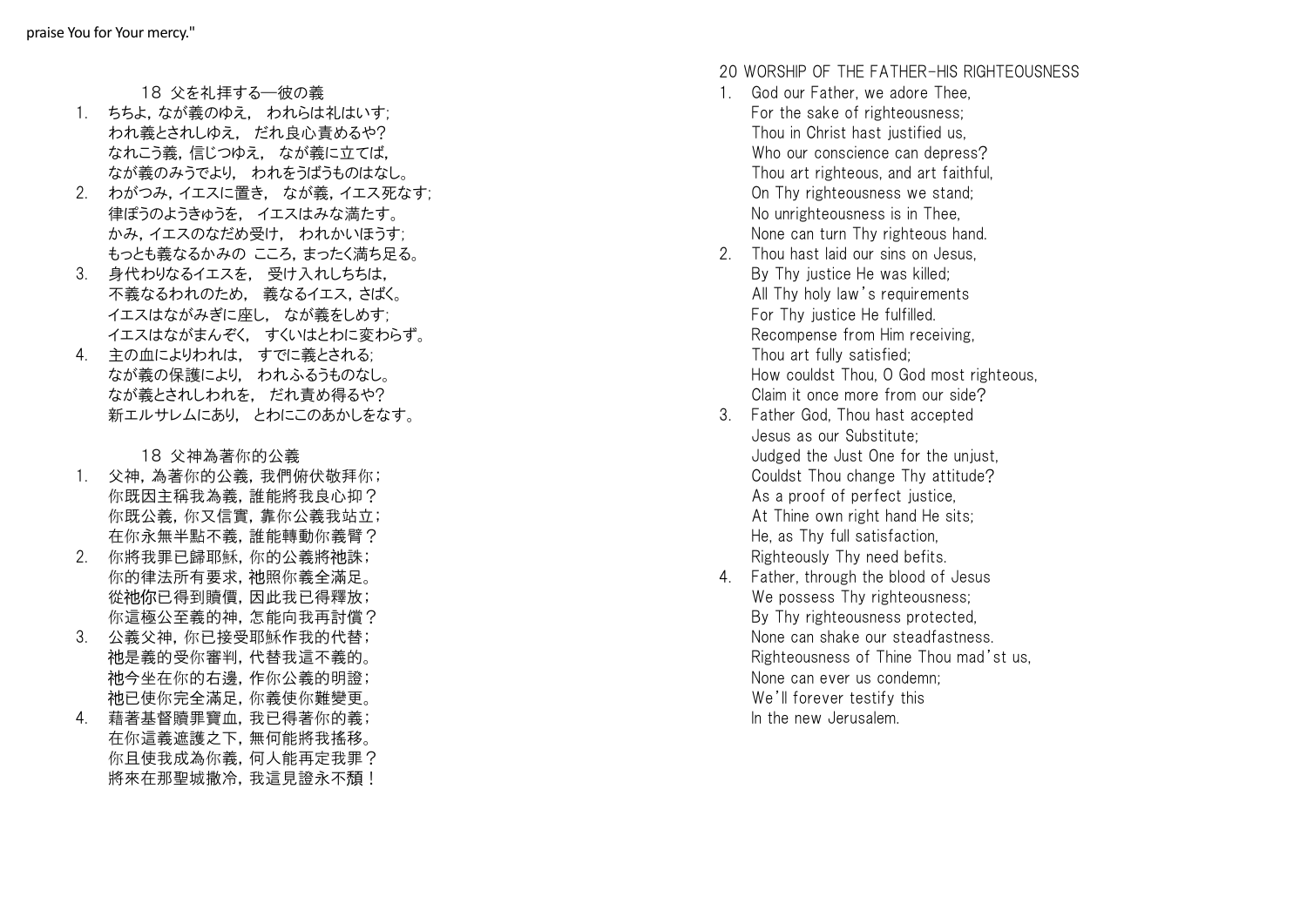praise You for Your mercy."

### 18 父を礼拝する―彼の義

1. ちちよ，なが義のゆえ， われらは礼はいす;
   われ義とされしゆえ， だれ良心責めるや?
   なれこう義，信じつゆえ， なが義に立てば，
   なが義のみうでより， われをうばうものはなし。
2. わがつみ，イエスに置き， なが義，イエス死なす;
   律ぽうのようきゅうを， イエスはみな満たす。
   かみ，イエスのなだめ受け， われかいほうす;
   もっとも義なるかみの こころ，まったく満ち足る。
3. 身代わりなるイエスを， 受け入れしちちは，
   不義なるわれのため， 義なるイエス，さばく。
   イエスはながみぎに座し， なが義をしめす;
   イエスはながまんぞく， すくいはとわに変わらず。
4. 主の血によりわれは， すでに義とされる;
   なが義の保護により， われふるうものなし。
   なが義とされしわれを， だれ責め得るや?
   新エルサレムにあり， とわにこのあかしをなす。

### 18 父神為著你的公義

1. 父神，為著你的公義，我們俯伏敬拜你；
   你既因主稱我為義，誰能將我良心抑？
   你既公義，你又信實，靠你公義我站立；
   在你永無半點不義，誰能轉動你義臂？
2. 你將我罪已歸耶穌，你的公義將祂誅；
   你的律法所有要求，祂照你義全滿足。
   從祂你已得到贖價，因此我已得釋放；
   你這極公至義的神，怎能向我再討償？
3. 公義父神，你已接受耶穌作我的代替；
   祂是義的受你審判，代替我這不義的。
   祂今坐在你的右邊，作你公義的明證；
   祂已使你完全滿足，你義使你難變更。
4. 藉著基督贖罪寶血，我已得著你的義；
   在你這義遮護之下，無何能將我搖移。
   你且使我成為你義，何人能再定我罪？
   將來在那聖城撒冷，我這見證永不頹！

### 20 WORSHIP OF THE FATHER-HIS RIGHTEOUSNESS

1. God our Father, we adore Thee,
   For the sake of righteousness;
   Thou in Christ hast justified us,
   Who our conscience can depress?
   Thou art righteous, and art faithful,
   On Thy righteousness we stand;
   No unrighteousness is in Thee,
   None can turn Thy righteous hand.
2. Thou hast laid our sins on Jesus,
   By Thy justice He was killed;
   All Thy holy law's requirements
   For Thy justice He fulfilled.
   Recompense from Him receiving,
   Thou art fully satisfied;
   How couldst Thou, O God most righteous,
   Claim it once more from our side?
3. Father God, Thou hast accepted
   Jesus as our Substitute;
   Judged the Just One for the unjust,
   Couldst Thou change Thy attitude?
   As a proof of perfect justice,
   At Thine own right hand He sits;
   He, as Thy full satisfaction,
   Righteously Thy need befits.
4. Father, through the blood of Jesus
   We possess Thy righteousness;
   By Thy righteousness protected,
   None can shake our steadfastness.
   Righteousness of Thine Thou mad'st us,
   None can ever us condemn;
   We'll forever testify this
   In the new Jerusalem.